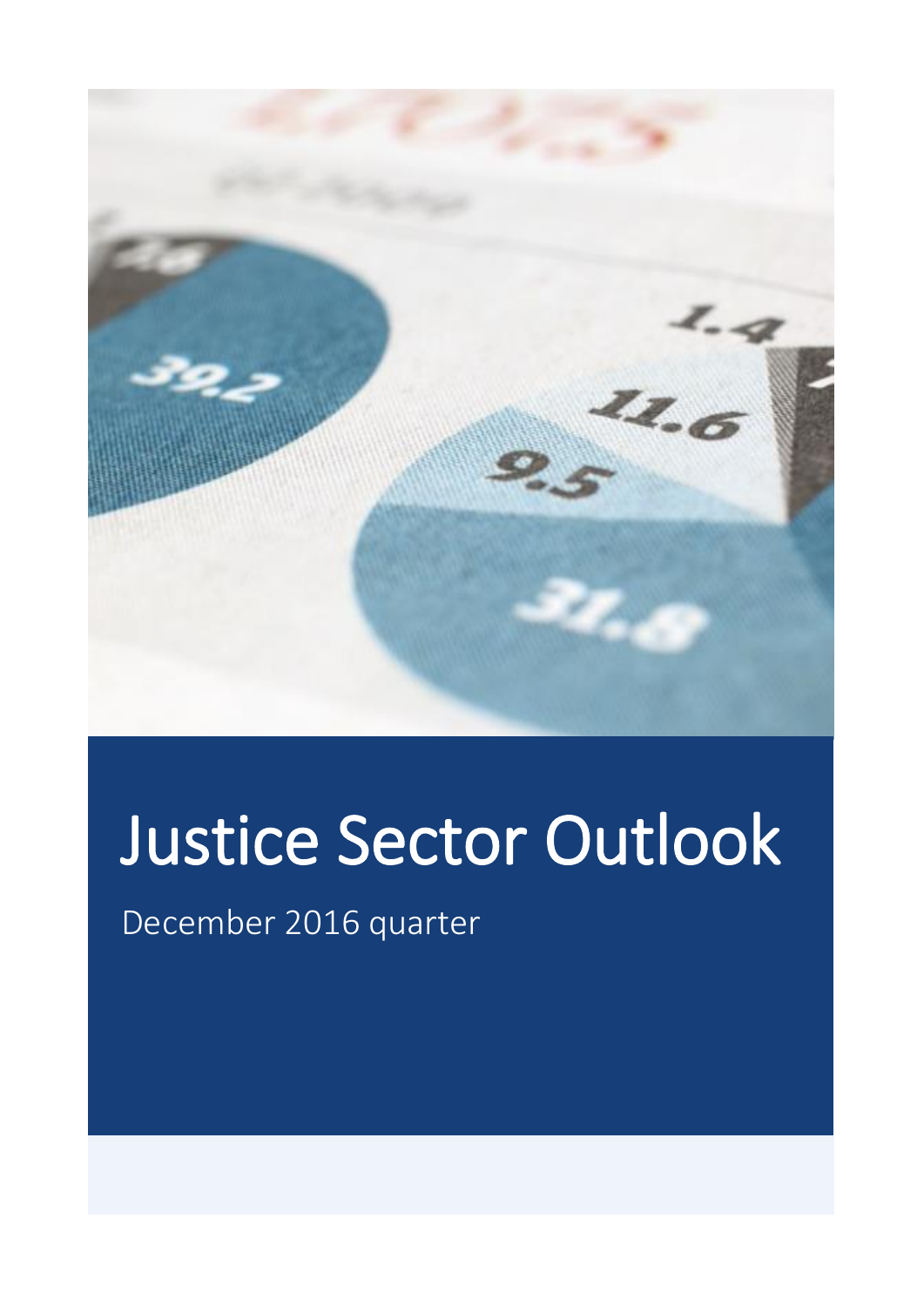# Justice Sector Outlook

December 2016 quarter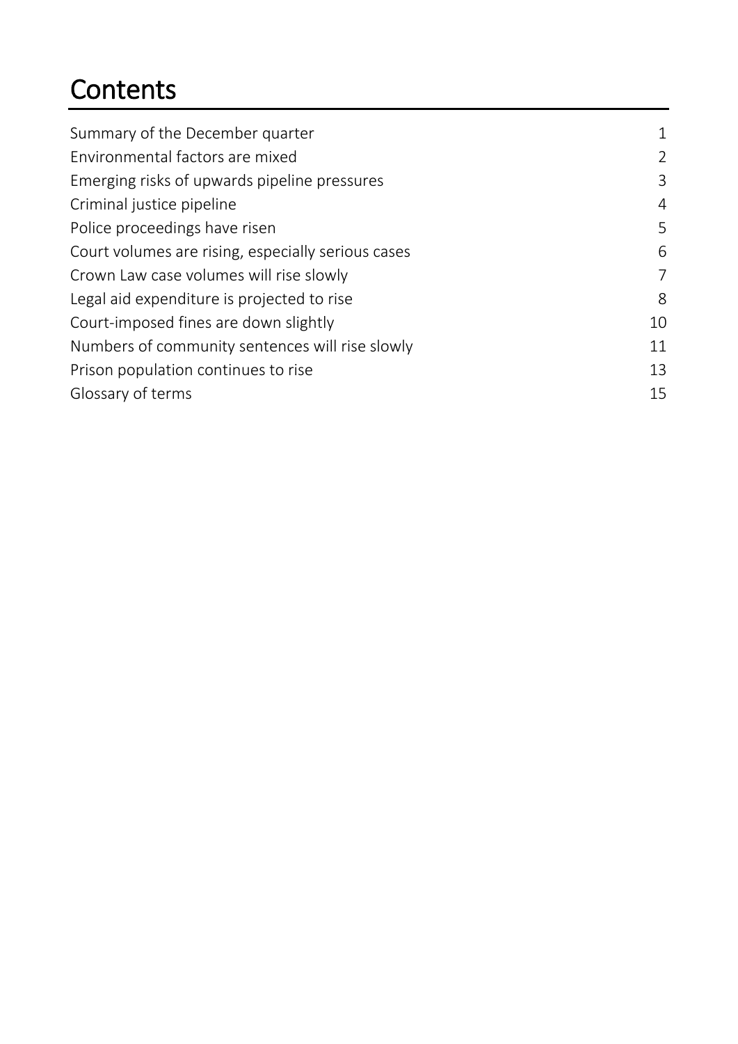# Contents

| | |
|---|---|
| Summary of the December quarter | 1 |
| Environmental factors are mixed | 2 |
| Emerging risks of upwards pipeline pressures | 3 |
| Criminal justice pipeline | 4 |
| Police proceedings have risen | 5 |
| Court volumes are rising, especially serious cases | 6 |
| Crown Law case volumes will rise slowly | 7 |
| Legal aid expenditure is projected to rise | 8 |
| Court-imposed fines are down slightly | 10 |
| Numbers of community sentences will rise slowly | 11 |
| Prison population continues to rise | 13 |
| Glossary of terms | 15 |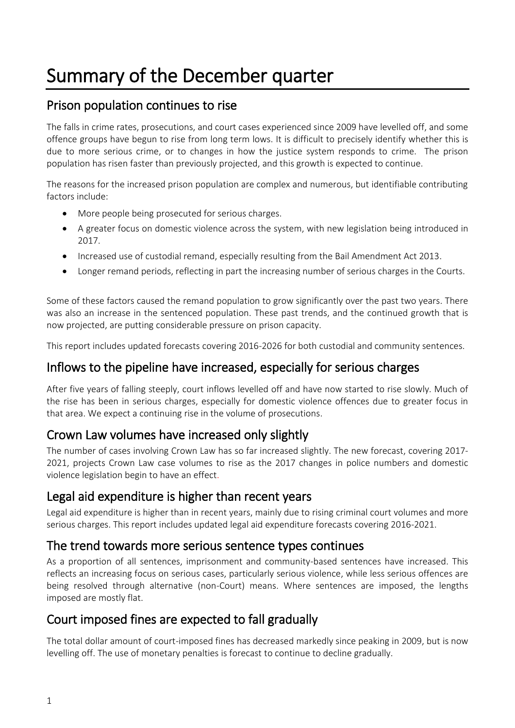# Summary of the December quarter

## Prison population continues to rise

The falls in crime rates, prosecutions, and court cases experienced since 2009 have levelled off, and some offence groups have begun to rise from long term lows. It is difficult to precisely identify whether this is due to more serious crime, or to changes in how the justice system responds to crime. The prison population has risen faster than previously projected, and this growth is expected to continue.

The reasons for the increased prison population are complex and numerous, but identifiable contributing factors include:

- More people being prosecuted for serious charges.
- A greater focus on domestic violence across the system, with new legislation being introduced in 2017.
- Increased use of custodial remand, especially resulting from the Bail Amendment Act 2013.
- Longer remand periods, reflecting in part the increasing number of serious charges in the Courts.

Some of these factors caused the remand population to grow significantly over the past two years. There was also an increase in the sentenced population. These past trends, and the continued growth that is now projected, are putting considerable pressure on prison capacity.

This report includes updated forecasts covering 2016-2026 for both custodial and community sentences.

## Inflows to the pipeline have increased, especially for serious charges

After five years of falling steeply, court inflows levelled off and have now started to rise slowly. Much of the rise has been in serious charges, especially for domestic violence offences due to greater focus in that area. We expect a continuing rise in the volume of prosecutions.

## Crown Law volumes have increased only slightly

The number of cases involving Crown Law has so far increased slightly. The new forecast, covering 2017-2021, projects Crown Law case volumes to rise as the 2017 changes in police numbers and domestic violence legislation begin to have an effect.

## Legal aid expenditure is higher than recent years

Legal aid expenditure is higher than in recent years, mainly due to rising criminal court volumes and more serious charges. This report includes updated legal aid expenditure forecasts covering 2016-2021.

## The trend towards more serious sentence types continues

As a proportion of all sentences, imprisonment and community-based sentences have increased. This reflects an increasing focus on serious cases, particularly serious violence, while less serious offences are being resolved through alternative (non-Court) means. Where sentences are imposed, the lengths imposed are mostly flat.

## Court imposed fines are expected to fall gradually

The total dollar amount of court-imposed fines has decreased markedly since peaking in 2009, but is now levelling off. The use of monetary penalties is forecast to continue to decline gradually.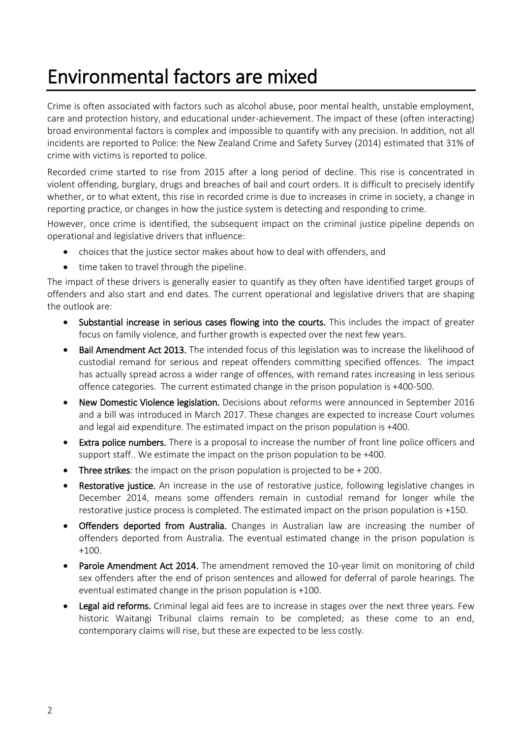# Environmental factors are mixed

Crime is often associated with factors such as alcohol abuse, poor mental health, unstable employment, care and protection history, and educational under-achievement. The impact of these (often interacting) broad environmental factors is complex and impossible to quantify with any precision. In addition, not all incidents are reported to Police: the New Zealand Crime and Safety Survey (2014) estimated that 31% of crime with victims is reported to police.

Recorded crime started to rise from 2015 after a long period of decline. This rise is concentrated in violent offending, burglary, drugs and breaches of bail and court orders. It is difficult to precisely identify whether, or to what extent, this rise in recorded crime is due to increases in crime in society, a change in reporting practice, or changes in how the justice system is detecting and responding to crime.

However, once crime is identified, the subsequent impact on the criminal justice pipeline depends on operational and legislative drivers that influence:

- choices that the justice sector makes about how to deal with offenders, and
- time taken to travel through the pipeline.

The impact of these drivers is generally easier to quantify as they often have identified target groups of offenders and also start and end dates. The current operational and legislative drivers that are shaping the outlook are:

- **Substantial increase in serious cases flowing into the courts.** This includes the impact of greater focus on family violence, and further growth is expected over the next few years.
- **Bail Amendment Act 2013.** The intended focus of this legislation was to increase the likelihood of custodial remand for serious and repeat offenders committing specified offences. The impact has actually spread across a wider range of offences, with remand rates increasing in less serious offence categories. The current estimated change in the prison population is +400-500.
- **New Domestic Violence legislation.** Decisions about reforms were announced in September 2016 and a bill was introduced in March 2017. These changes are expected to increase Court volumes and legal aid expenditure. The estimated impact on the prison population is +400.
- **Extra police numbers.** There is a proposal to increase the number of front line police officers and support staff.. We estimate the impact on the prison population to be +400.
- **Three strikes**: the impact on the prison population is projected to be + 200.
- **Restorative justice.** An increase in the use of restorative justice, following legislative changes in December 2014, means some offenders remain in custodial remand for longer while the restorative justice process is completed. The estimated impact on the prison population is +150.
- **Offenders deported from Australia.** Changes in Australian law are increasing the number of offenders deported from Australia. The eventual estimated change in the prison population is +100.
- **Parole Amendment Act 2014.** The amendment removed the 10-year limit on monitoring of child sex offenders after the end of prison sentences and allowed for deferral of parole hearings. The eventual estimated change in the prison population is +100.
- **Legal aid reforms.** Criminal legal aid fees are to increase in stages over the next three years. Few historic Waitangi Tribunal claims remain to be completed; as these come to an end, contemporary claims will rise, but these are expected to be less costly.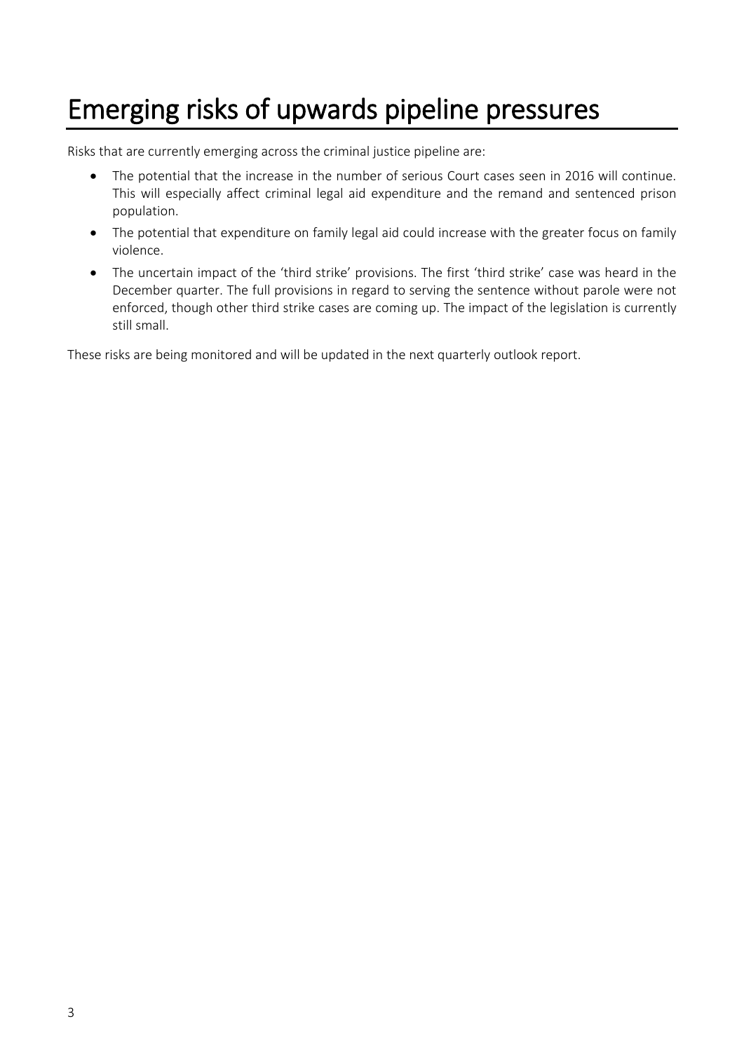# Emerging risks of upwards pipeline pressures

Risks that are currently emerging across the criminal justice pipeline are:

- The potential that the increase in the number of serious Court cases seen in 2016 will continue. This will especially affect criminal legal aid expenditure and the remand and sentenced prison population.
- The potential that expenditure on family legal aid could increase with the greater focus on family violence.
- The uncertain impact of the 'third strike' provisions. The first 'third strike' case was heard in the December quarter. The full provisions in regard to serving the sentence without parole were not enforced, though other third strike cases are coming up. The impact of the legislation is currently still small.

These risks are being monitored and will be updated in the next quarterly outlook report.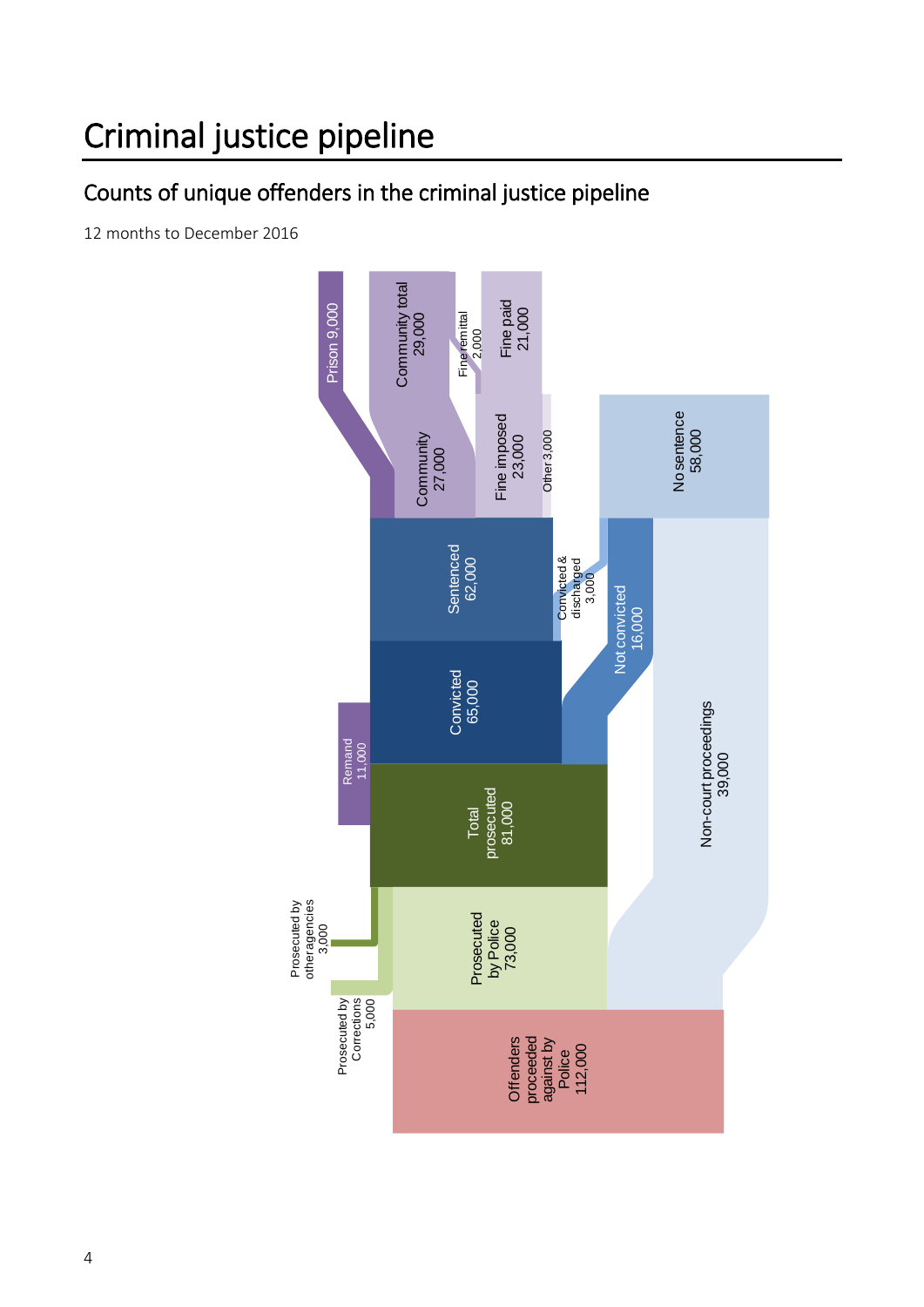# Criminal justice pipeline

## Counts of unique offenders in the criminal justice pipeline

12 months to December 2016

Prison 9,000

Community total 29,000

Fine remittal 2,000

Fine paid 21,000

Community 27,000

Fine imposed 23,000

Other 3,000

No sentence 58,000

Sentenced 62,000

Convicted & discharged 3,000

Not convicted 16,000

Convicted 65,000

Remand 11,000

Non-court proceedings 39,000

Total prosecuted 81,000

Prosecuted by other agencies 3,000

Prosecuted by Police 73,000

Prosecuted by Corrections 5,000

Offenders proceeded against by Police 112,000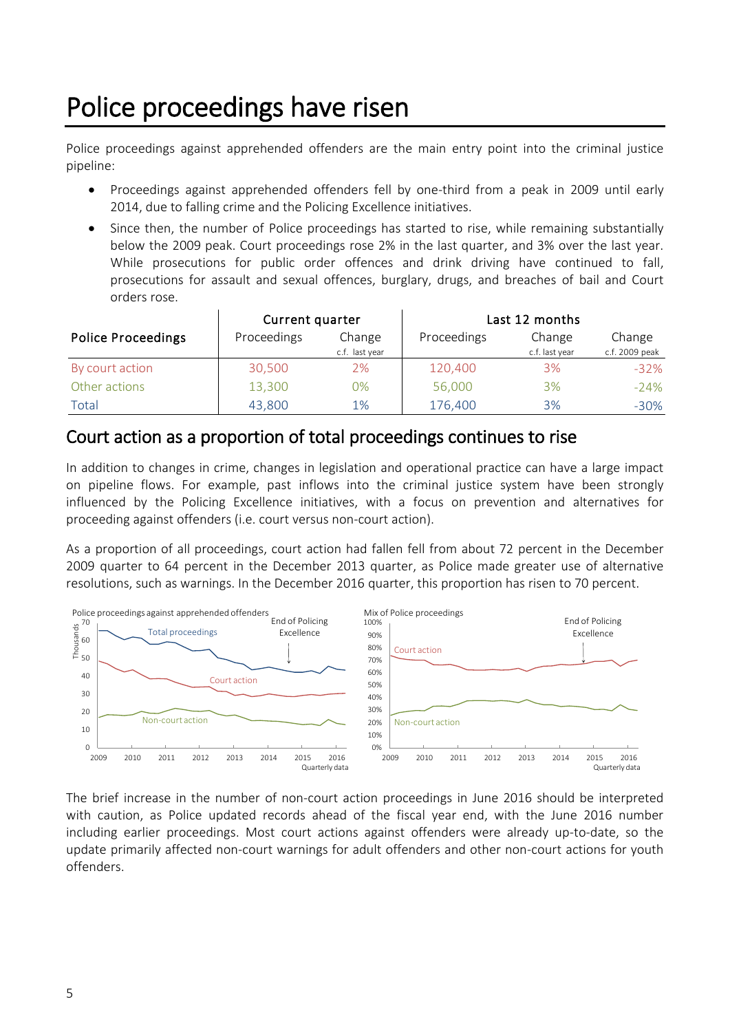# Police proceedings have risen

Police proceedings against apprehended offenders are the main entry point into the criminal justice pipeline:

- Proceedings against apprehended offenders fell by one-third from a peak in 2009 until early 2014, due to falling crime and the Policing Excellence initiatives.
- Since then, the number of Police proceedings has started to rise, while remaining substantially below the 2009 peak. Court proceedings rose 2% in the last quarter, and 3% over the last year. While prosecutions for public order offences and drink driving have continued to fall, prosecutions for assault and sexual offences, burglary, drugs, and breaches of bail and Court orders rose.

| Police Proceedings | Current quarter | | Last 12 months | | |
|---|---|---|---|---|---|
| | Proceedings | Change c.f. last year | Proceedings | Change c.f. last year | Change c.f. 2009 peak |
| By court action | 30,500 | 2% | 120,400 | 3% | -32% |
| Other actions | 13,300 | 0% | 56,000 | 3% | -24% |
| Total | 43,800 | 1% | 176,400 | 3% | -30% |

## Court action as a proportion of total proceedings continues to rise

In addition to changes in crime, changes in legislation and operational practice can have a large impact on pipeline flows. For example, past inflows into the criminal justice system have been strongly influenced by the Policing Excellence initiatives, with a focus on prevention and alternatives for proceeding against offenders (i.e. court versus non-court action).

As a proportion of all proceedings, court action had fallen fell from about 72 percent in the December 2009 quarter to 64 percent in the December 2013 quarter, as Police made greater use of alternative resolutions, such as warnings. In the December 2016 quarter, this proportion has risen to 70 percent.

The brief increase in the number of non-court action proceedings in June 2016 should be interpreted with caution, as Police updated records ahead of the fiscal year end, with the June 2016 number including earlier proceedings. Most court actions against offenders were already up-to-date, so the update primarily affected non-court warnings for adult offenders and other non-court actions for youth offenders.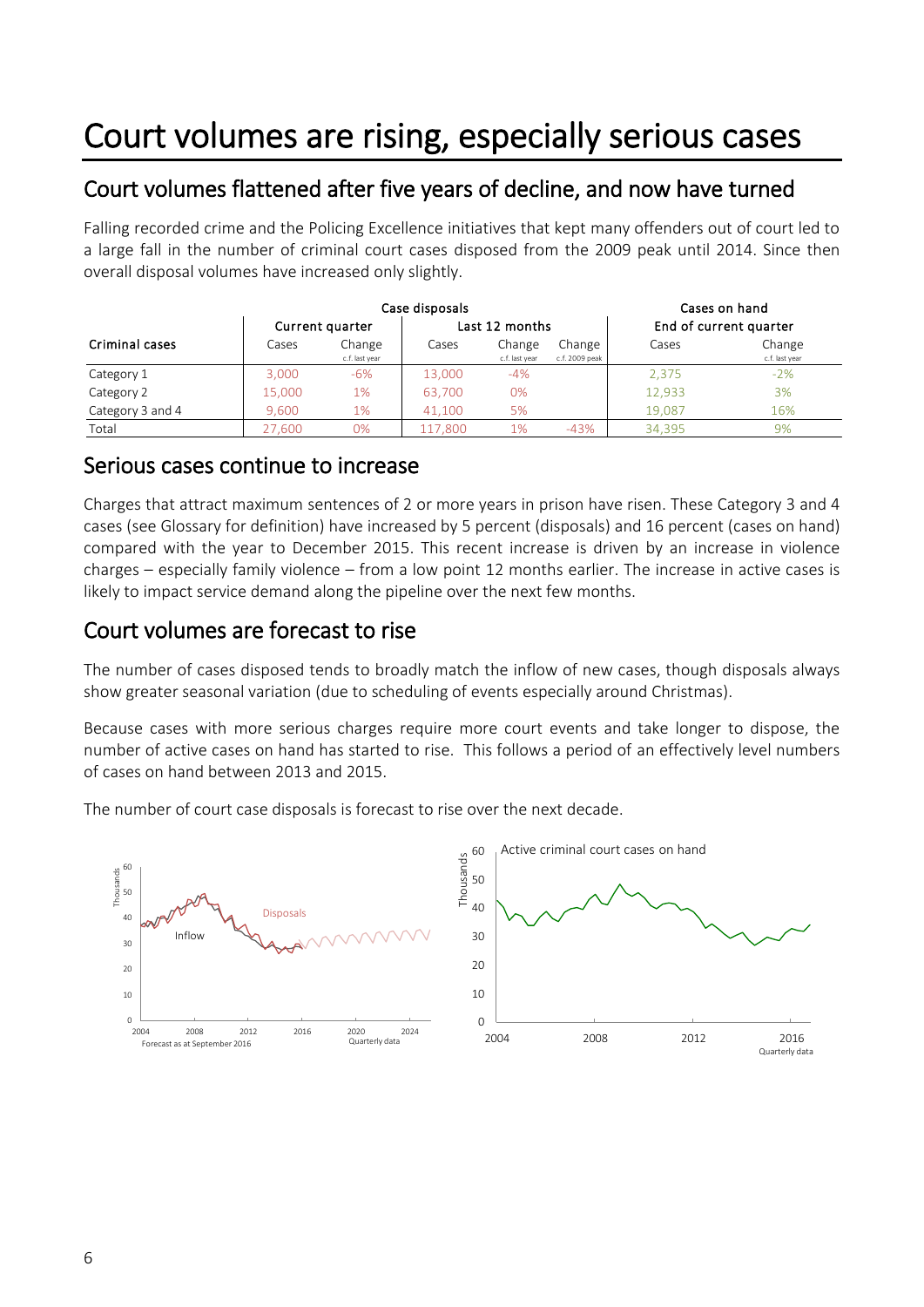# Court volumes are rising, especially serious cases

## Court volumes flattened after five years of decline, and now have turned

Falling recorded crime and the Policing Excellence initiatives that kept many offenders out of court led to a large fall in the number of criminal court cases disposed from the 2009 peak until 2014. Since then overall disposal volumes have increased only slightly.

| | Case disposals | | | | | Cases on hand | |
|---|---|---|---|---|---|---|---|
| | Current quarter | | Last 12 months | | | End of current quarter | |
| Criminal cases | Cases | Change c.f. last year | Cases | Change c.f. last year | Change c.f. 2009 peak | Cases | Change c.f. last year |
| Category 1 | 3,000 | -6% | 13,000 | -4% | | 2,375 | -2% |
| Category 2 | 15,000 | 1% | 63,700 | 0% | | 12,933 | 3% |
| Category 3 and 4 | 9,600 | 1% | 41,100 | 5% | | 19,087 | 16% |
| Total | 27,600 | 0% | 117,800 | 1% | -43% | 34,395 | 9% |

## Serious cases continue to increase

Charges that attract maximum sentences of 2 or more years in prison have risen. These Category 3 and 4 cases (see Glossary for definition) have increased by 5 percent (disposals) and 16 percent (cases on hand) compared with the year to December 2015. This recent increase is driven by an increase in violence charges – especially family violence – from a low point 12 months earlier. The increase in active cases is likely to impact service demand along the pipeline over the next few months.

## Court volumes are forecast to rise

The number of cases disposed tends to broadly match the inflow of new cases, though disposals always show greater seasonal variation (due to scheduling of events especially around Christmas).

Because cases with more serious charges require more court events and take longer to dispose, the number of active cases on hand has started to rise. This follows a period of an effectively level numbers of cases on hand between 2013 and 2015.

The number of court case disposals is forecast to rise over the next decade.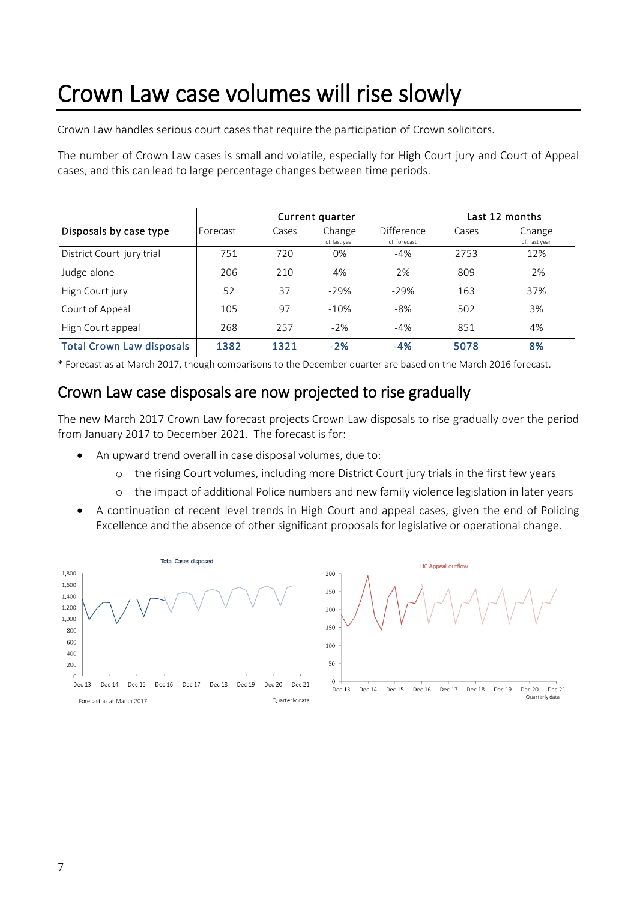# Crown Law case volumes will rise slowly

Crown Law handles serious court cases that require the participation of Crown solicitors.

The number of Crown Law cases is small and volatile, especially for High Court jury and Court of Appeal cases, and this can lead to large percentage changes between time periods.

| Disposals by case type | Current quarter | | | | Last 12 months | |
|---|---|---|---|---|---|---|
| | Forecast | Cases | Change cf. last year | Difference cf. forecast | Cases | Change cf. last year |
| District Court jury trial | 751 | 720 | 0% | -4% | 2753 | 12% |
| Judge-alone | 206 | 210 | 4% | 2% | 809 | -2% |
| High Court jury | 52 | 37 | -29% | -29% | 163 | 37% |
| Court of Appeal | 105 | 97 | -10% | -8% | 502 | 3% |
| High Court appeal | 268 | 257 | -2% | -4% | 851 | 4% |
| **Total Crown Law disposals** | **1382** | **1321** | **-2%** | **-4%** | **5078** | **8%** |

* Forecast as at March 2017, though comparisons to the December quarter are based on the March 2016 forecast.

## Crown Law case disposals are now projected to rise gradually

The new March 2017 Crown Law forecast projects Crown Law disposals to rise gradually over the period from January 2017 to December 2021. The forecast is for:

- An upward trend overall in case disposal volumes, due to:
    - the rising Court volumes, including more District Court jury trials in the first few years
    - the impact of additional Police numbers and new family violence legislation in later years
- A continuation of recent level trends in High Court and appeal cases, given the end of Policing Excellence and the absence of other significant proposals for legislative or operational change.

Total Cases disposed

Forecast as at March 2017 — Quarterly data

HC Appeal outflow

Quarterly data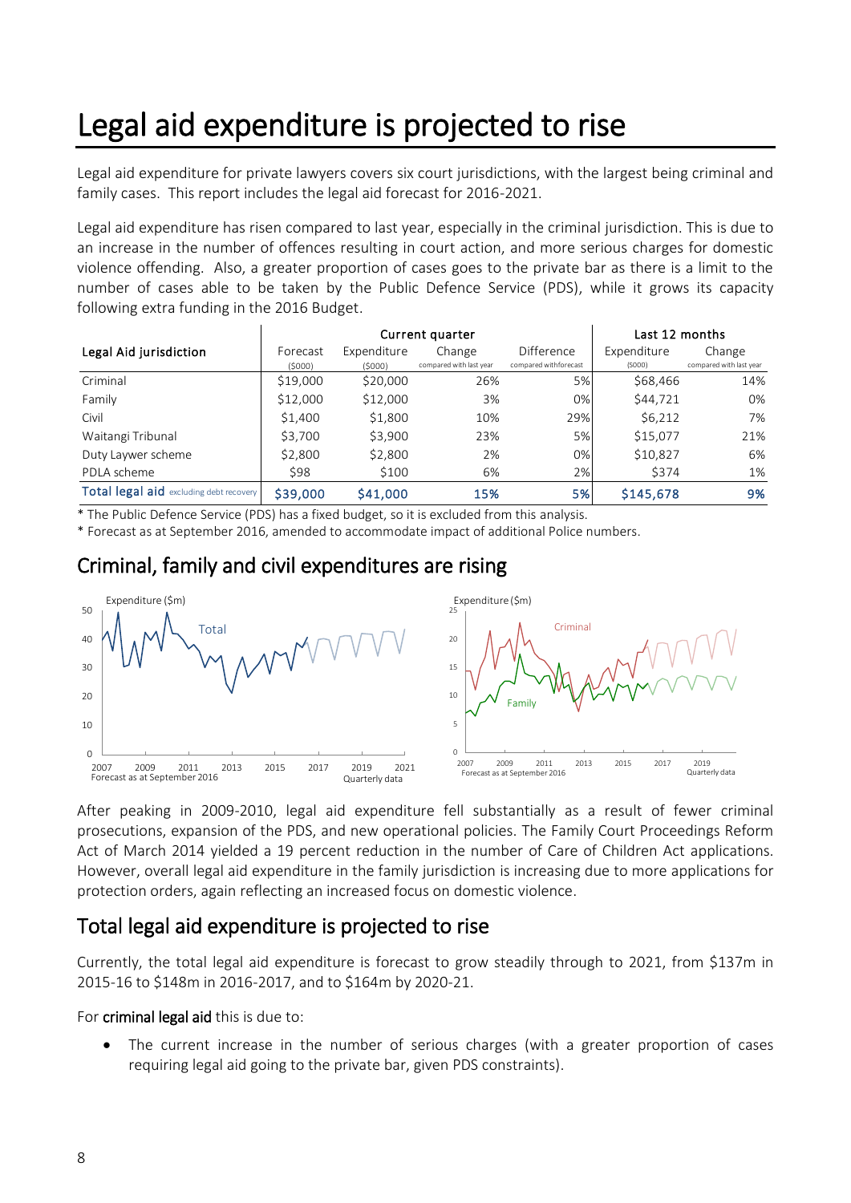# Legal aid expenditure is projected to rise

Legal aid expenditure for private lawyers covers six court jurisdictions, with the largest being criminal and family cases. This report includes the legal aid forecast for 2016-2021.

Legal aid expenditure has risen compared to last year, especially in the criminal jurisdiction. This is due to an increase in the number of offences resulting in court action, and more serious charges for domestic violence offending. Also, a greater proportion of cases goes to the private bar as there is a limit to the number of cases able to be taken by the Public Defence Service (PDS), while it grows its capacity following extra funding in the 2016 Budget.

| Legal Aid jurisdiction | Current quarter | | | | Last 12 months | |
|---|---|---|---|---|---|---|
| | Forecast ($000) | Expenditure ($000) | Change compared with last year | Difference compared with forecast | Expenditure ($000) | Change compared with last year |
| Criminal | $19,000 | $20,000 | 26% | 5% | $68,466 | 14% |
| Family | $12,000 | $12,000 | 3% | 0% | $44,721 | 0% |
| Civil | $1,400 | $1,800 | 10% | 29% | $6,212 | 7% |
| Waitangi Tribunal | $3,700 | $3,900 | 23% | 5% | $15,077 | 21% |
| Duty Laywer scheme | $2,800 | $2,800 | 2% | 0% | $10,827 | 6% |
| PDLA scheme | $98 | $100 | 6% | 2% | $374 | 1% |
| **Total legal aid** excluding debt recovery | **$39,000** | **$41,000** | **15%** | **5%** | **$145,678** | **9%** |

* The Public Defence Service (PDS) has a fixed budget, so it is excluded from this analysis.
* Forecast as at September 2016, amended to accommodate impact of additional Police numbers.

## Criminal, family and civil expenditures are rising

After peaking in 2009-2010, legal aid expenditure fell substantially as a result of fewer criminal prosecutions, expansion of the PDS, and new operational policies. The Family Court Proceedings Reform Act of March 2014 yielded a 19 percent reduction in the number of Care of Children Act applications. However, overall legal aid expenditure in the family jurisdiction is increasing due to more applications for protection orders, again reflecting an increased focus on domestic violence.

## Total legal aid expenditure is projected to rise

Currently, the total legal aid expenditure is forecast to grow steadily through to 2021, from $137m in 2015-16 to $148m in 2016-2017, and to $164m by 2020-21.

For **criminal legal aid** this is due to:

- The current increase in the number of serious charges (with a greater proportion of cases requiring legal aid going to the private bar, given PDS constraints).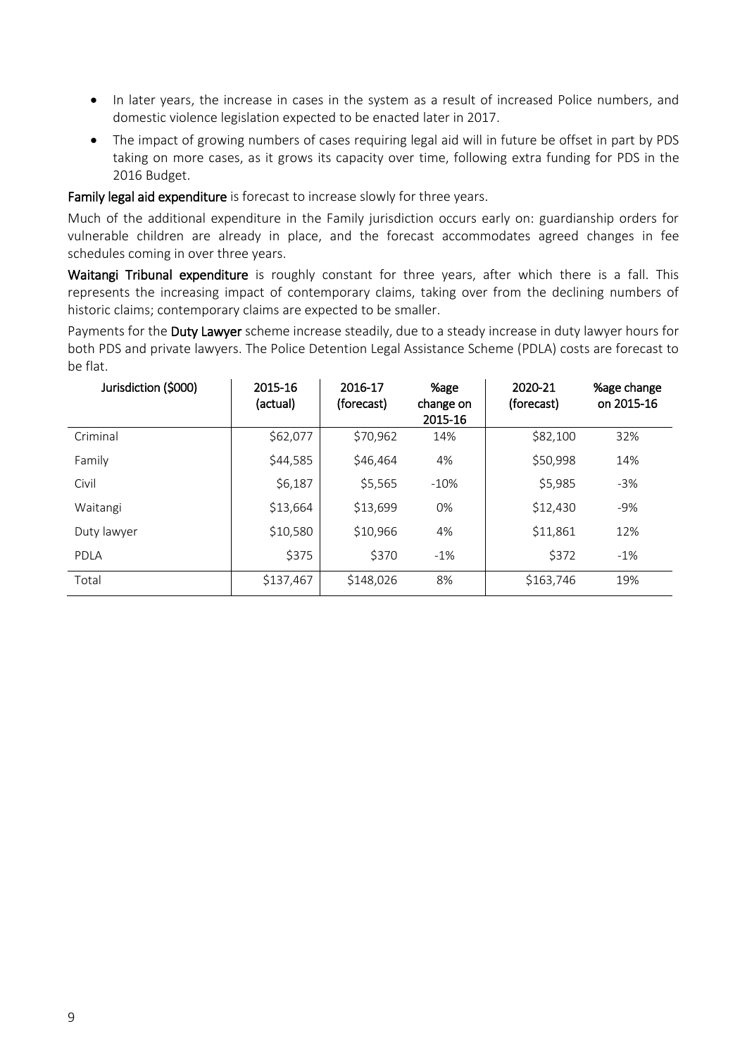- In later years, the increase in cases in the system as a result of increased Police numbers, and domestic violence legislation expected to be enacted later in 2017.
- The impact of growing numbers of cases requiring legal aid will in future be offset in part by PDS taking on more cases, as it grows its capacity over time, following extra funding for PDS in the 2016 Budget.

**Family legal aid expenditure** is forecast to increase slowly for three years.

Much of the additional expenditure in the Family jurisdiction occurs early on: guardianship orders for vulnerable children are already in place, and the forecast accommodates agreed changes in fee schedules coming in over three years.

**Waitangi Tribunal expenditure** is roughly constant for three years, after which there is a fall. This represents the increasing impact of contemporary claims, taking over from the declining numbers of historic claims; contemporary claims are expected to be smaller.

Payments for the **Duty Lawyer** scheme increase steadily, due to a steady increase in duty lawyer hours for both PDS and private lawyers. The Police Detention Legal Assistance Scheme (PDLA) costs are forecast to be flat.

| Jurisdiction ($000) | 2015-16 (actual) | 2016-17 (forecast) | %age change on 2015-16 | 2020-21 (forecast) | %age change on 2015-16 |
|---|---|---|---|---|---|
| Criminal | $62,077 | $70,962 | 14% | $82,100 | 32% |
| Family | $44,585 | $46,464 | 4% | $50,998 | 14% |
| Civil | $6,187 | $5,565 | -10% | $5,985 | -3% |
| Waitangi | $13,664 | $13,699 | 0% | $12,430 | -9% |
| Duty lawyer | $10,580 | $10,966 | 4% | $11,861 | 12% |
| PDLA | $375 | $370 | -1% | $372 | -1% |
| Total | $137,467 | $148,026 | 8% | $163,746 | 19% |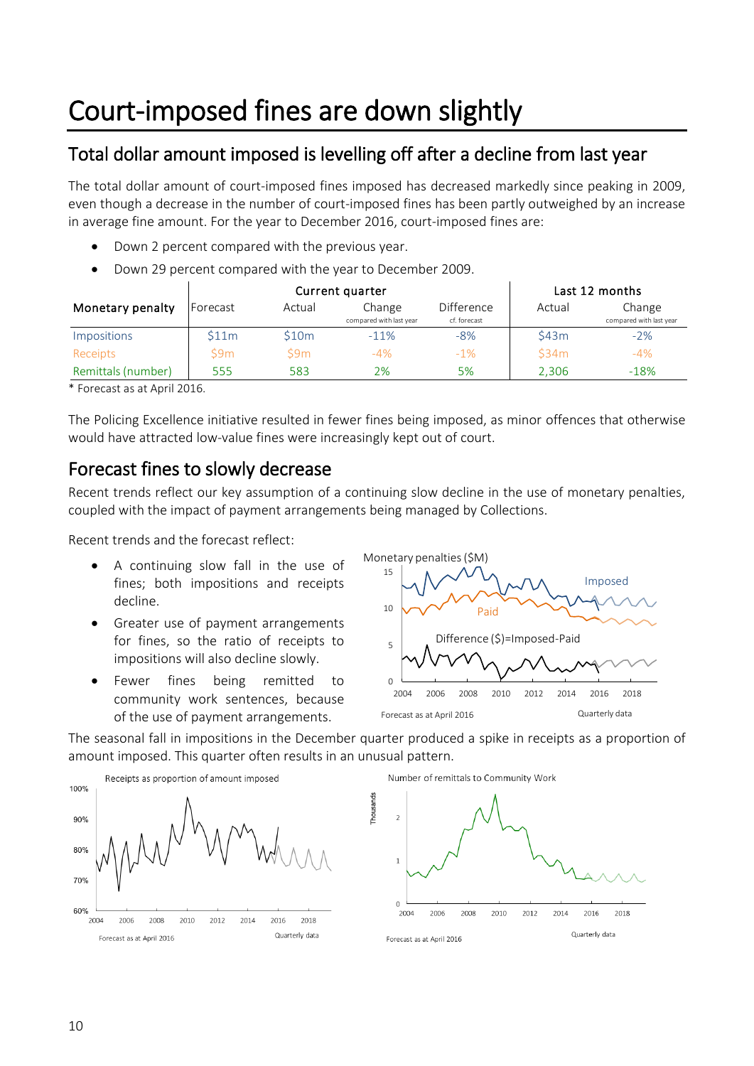# Court-imposed fines are down slightly

## Total dollar amount imposed is levelling off after a decline from last year

The total dollar amount of court-imposed fines imposed has decreased markedly since peaking in 2009, even though a decrease in the number of court-imposed fines has been partly outweighed by an increase in average fine amount. For the year to December 2016, court-imposed fines are:

- Down 2 percent compared with the previous year.
- Down 29 percent compared with the year to December 2009.

| Monetary penalty | Current quarter | | | | Last 12 months | |
|---|---|---|---|---|---|---|
| | Forecast | Actual | Change (compared with last year) | Difference (cf. forecast) | Actual | Change (compared with last year) |
| Impositions | $11m | $10m | -11% | -8% | $43m | -2% |
| Receipts | $9m | $9m | -4% | -1% | $34m | -4% |
| Remittals (number) | 555 | 583 | 2% | 5% | 2,306 | -18% |

\* Forecast as at April 2016.

The Policing Excellence initiative resulted in fewer fines being imposed, as minor offences that otherwise would have attracted low-value fines were increasingly kept out of court.

## Forecast fines to slowly decrease

Recent trends reflect our key assumption of a continuing slow decline in the use of monetary penalties, coupled with the impact of payment arrangements being managed by Collections.

Recent trends and the forecast reflect:

- A continuing slow fall in the use of fines; both impositions and receipts decline.
- Greater use of payment arrangements for fines, so the ratio of receipts to impositions will also decline slowly.
- Fewer fines being remitted to community work sentences, because of the use of payment arrangements.

Monetary penalties ($M)

Forecast as at April 2016 — Quarterly data

The seasonal fall in impositions in the December quarter produced a spike in receipts as a proportion of amount imposed. This quarter often results in an unusual pattern.

Receipts as proportion of amount imposed

Forecast as at April 2016 — Quarterly data

Number of remittals to Community Work

Forecast as at April 2016 — Quarterly data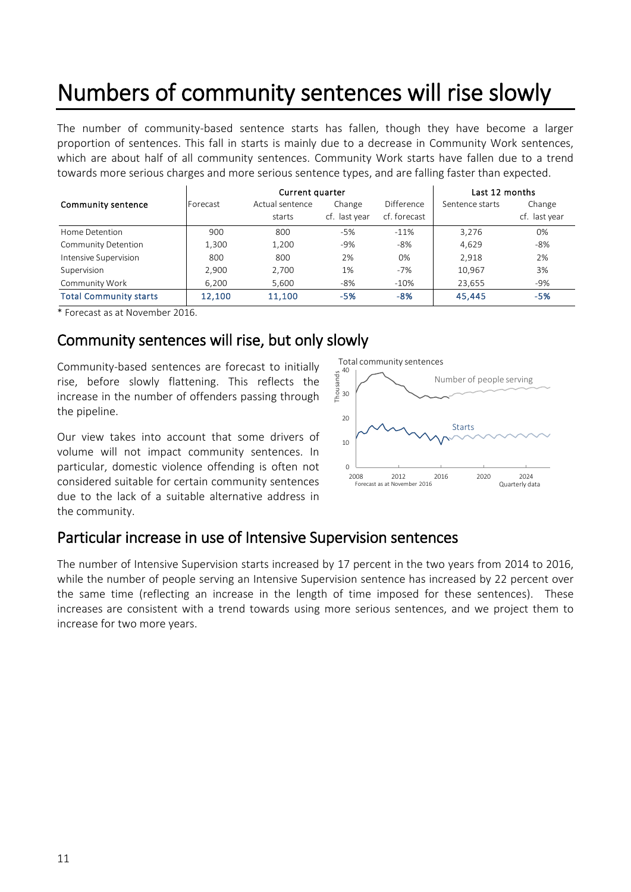# Numbers of community sentences will rise slowly

The number of community-based sentence starts has fallen, though they have become a larger proportion of sentences. This fall in starts is mainly due to a decrease in Community Work sentences, which are about half of all community sentences. Community Work starts have fallen due to a trend towards more serious charges and more serious sentence types, and are falling faster than expected.

| Community sentence | Current quarter | | | | Last 12 months | |
|---|---|---|---|---|---|---|
| | Forecast | Actual sentence starts | Change cf. last year | Difference cf. forecast | Sentence starts | Change cf. last year |
| Home Detention | 900 | 800 | -5% | -11% | 3,276 | 0% |
| Community Detention | 1,300 | 1,200 | -9% | -8% | 4,629 | -8% |
| Intensive Supervision | 800 | 800 | 2% | 0% | 2,918 | 2% |
| Supervision | 2,900 | 2,700 | 1% | -7% | 10,967 | 3% |
| Community Work | 6,200 | 5,600 | -8% | -10% | 23,655 | -9% |
| **Total Community starts** | **12,100** | **11,100** | **-5%** | **-8%** | **45,445** | **-5%** |

* Forecast as at November 2016.

## Community sentences will rise, but only slowly

Community-based sentences are forecast to initially rise, before slowly flattening. This reflects the increase in the number of offenders passing through the pipeline.

Our view takes into account that some drivers of volume will not impact community sentences. In particular, domestic violence offending is often not considered suitable for certain community sentences due to the lack of a suitable alternative address in the community.

Total community sentences

## Particular increase in use of Intensive Supervision sentences

The number of Intensive Supervision starts increased by 17 percent in the two years from 2014 to 2016, while the number of people serving an Intensive Supervision sentence has increased by 22 percent over the same time (reflecting an increase in the length of time imposed for these sentences). These increases are consistent with a trend towards using more serious sentences, and we project them to increase for two more years.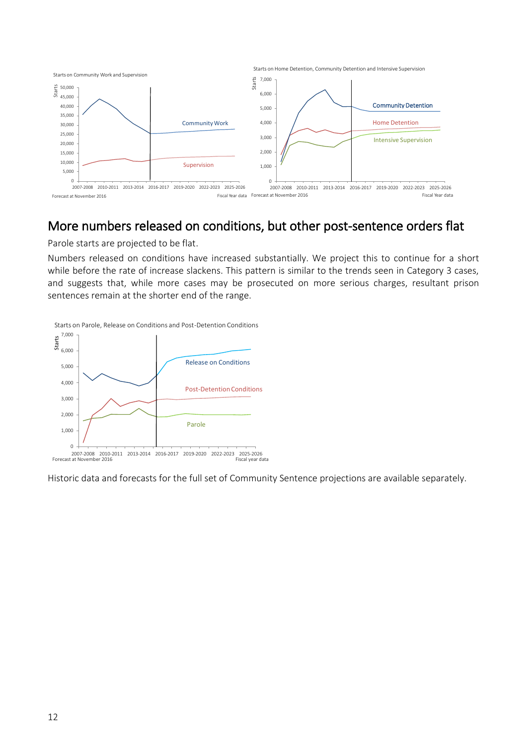Starts on Community Work and Supervision

Starts on Home Detention, Community Detention and Intensive Supervision

## More numbers released on conditions, but other post-sentence orders flat

Parole starts are projected to be flat.

Numbers released on conditions have increased substantially. We project this to continue for a short while before the rate of increase slackens. This pattern is similar to the trends seen in Category 3 cases, and suggests that, while more cases may be prosecuted on more serious charges, resultant prison sentences remain at the shorter end of the range.

Starts on Parole, Release on Conditions and Post-Detention Conditions

Historic data and forecasts for the full set of Community Sentence projections are available separately.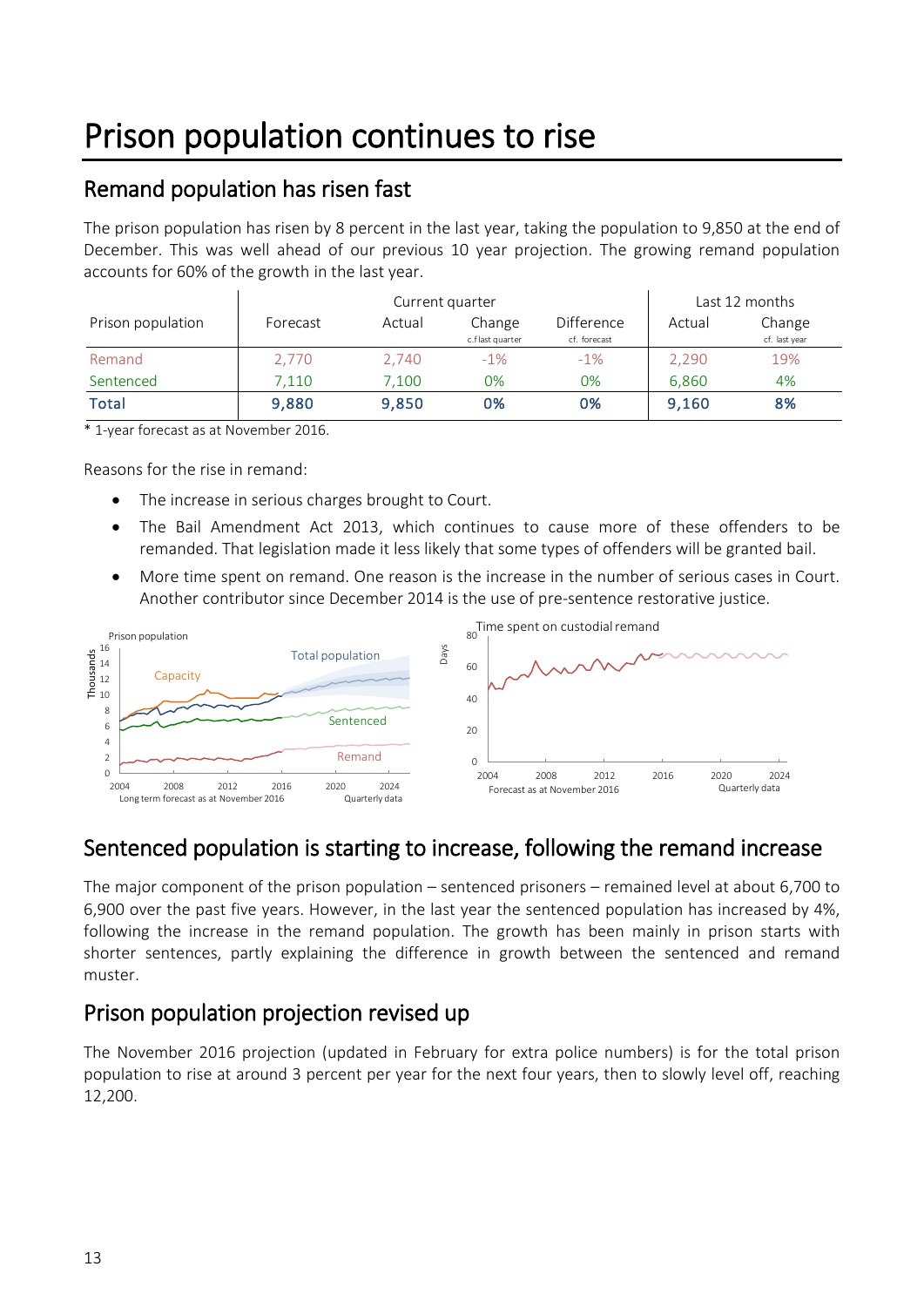# Prison population continues to rise

## Remand population has risen fast

The prison population has risen by 8 percent in the last year, taking the population to 9,850 at the end of December. This was well ahead of our previous 10 year projection. The growing remand population accounts for 60% of the growth in the last year.

| Prison population | Current quarter | | | | Last 12 months | |
|---|---|---|---|---|---|---|
| | Forecast | Actual | Change c.f last quarter | Difference cf. forecast | Actual | Change cf. last year |
| Remand | 2,770 | 2,740 | -1% | -1% | 2,290 | 19% |
| Sentenced | 7,110 | 7,100 | 0% | 0% | 6,860 | 4% |
| **Total** | **9,880** | **9,850** | **0%** | **0%** | **9,160** | **8%** |

* 1-year forecast as at November 2016.

Reasons for the rise in remand:

- The increase in serious charges brought to Court.
- The Bail Amendment Act 2013, which continues to cause more of these offenders to be remanded. That legislation made it less likely that some types of offenders will be granted bail.
- More time spent on remand. One reason is the increase in the number of serious cases in Court. Another contributor since December 2014 is the use of pre-sentence restorative justice.

Prison population

Long term forecast as at November 2016 — Quarterly data

Time spent on custodial remand

Forecast as at November 2016 — Quarterly data

## Sentenced population is starting to increase, following the remand increase

The major component of the prison population – sentenced prisoners – remained level at about 6,700 to 6,900 over the past five years. However, in the last year the sentenced population has increased by 4%, following the increase in the remand population. The growth has been mainly in prison starts with shorter sentences, partly explaining the difference in growth between the sentenced and remand muster.

## Prison population projection revised up

The November 2016 projection (updated in February for extra police numbers) is for the total prison population to rise at around 3 percent per year for the next four years, then to slowly level off, reaching 12,200.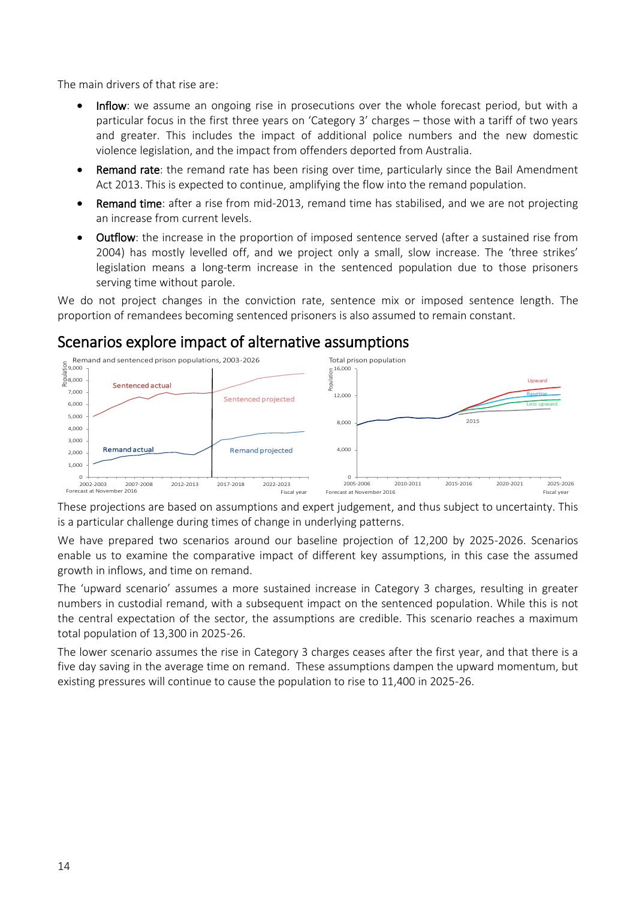The main drivers of that rise are:

- **Inflow**: we assume an ongoing rise in prosecutions over the whole forecast period, but with a particular focus in the first three years on 'Category 3' charges – those with a tariff of two years and greater. This includes the impact of additional police numbers and the new domestic violence legislation, and the impact from offenders deported from Australia.
- **Remand rate**: the remand rate has been rising over time, particularly since the Bail Amendment Act 2013. This is expected to continue, amplifying the flow into the remand population.
- **Remand time**: after a rise from mid-2013, remand time has stabilised, and we are not projecting an increase from current levels.
- **Outflow**: the increase in the proportion of imposed sentence served (after a sustained rise from 2004) has mostly levelled off, and we project only a small, slow increase. The 'three strikes' legislation means a long-term increase in the sentenced population due to those prisoners serving time without parole.

We do not project changes in the conviction rate, sentence mix or imposed sentence length. The proportion of remandees becoming sentenced prisoners is also assumed to remain constant.

## Scenarios explore impact of alternative assumptions

Remand and sentenced prison populations, 2003-2026

Forecast at November 2016

Total prison population

Forecast at November 2016

These projections are based on assumptions and expert judgement, and thus subject to uncertainty. This is a particular challenge during times of change in underlying patterns.

We have prepared two scenarios around our baseline projection of 12,200 by 2025-2026. Scenarios enable us to examine the comparative impact of different key assumptions, in this case the assumed growth in inflows, and time on remand.

The 'upward scenario' assumes a more sustained increase in Category 3 charges, resulting in greater numbers in custodial remand, with a subsequent impact on the sentenced population. While this is not the central expectation of the sector, the assumptions are credible. This scenario reaches a maximum total population of 13,300 in 2025-26.

The lower scenario assumes the rise in Category 3 charges ceases after the first year, and that there is a five day saving in the average time on remand. These assumptions dampen the upward momentum, but existing pressures will continue to cause the population to rise to 11,400 in 2025-26.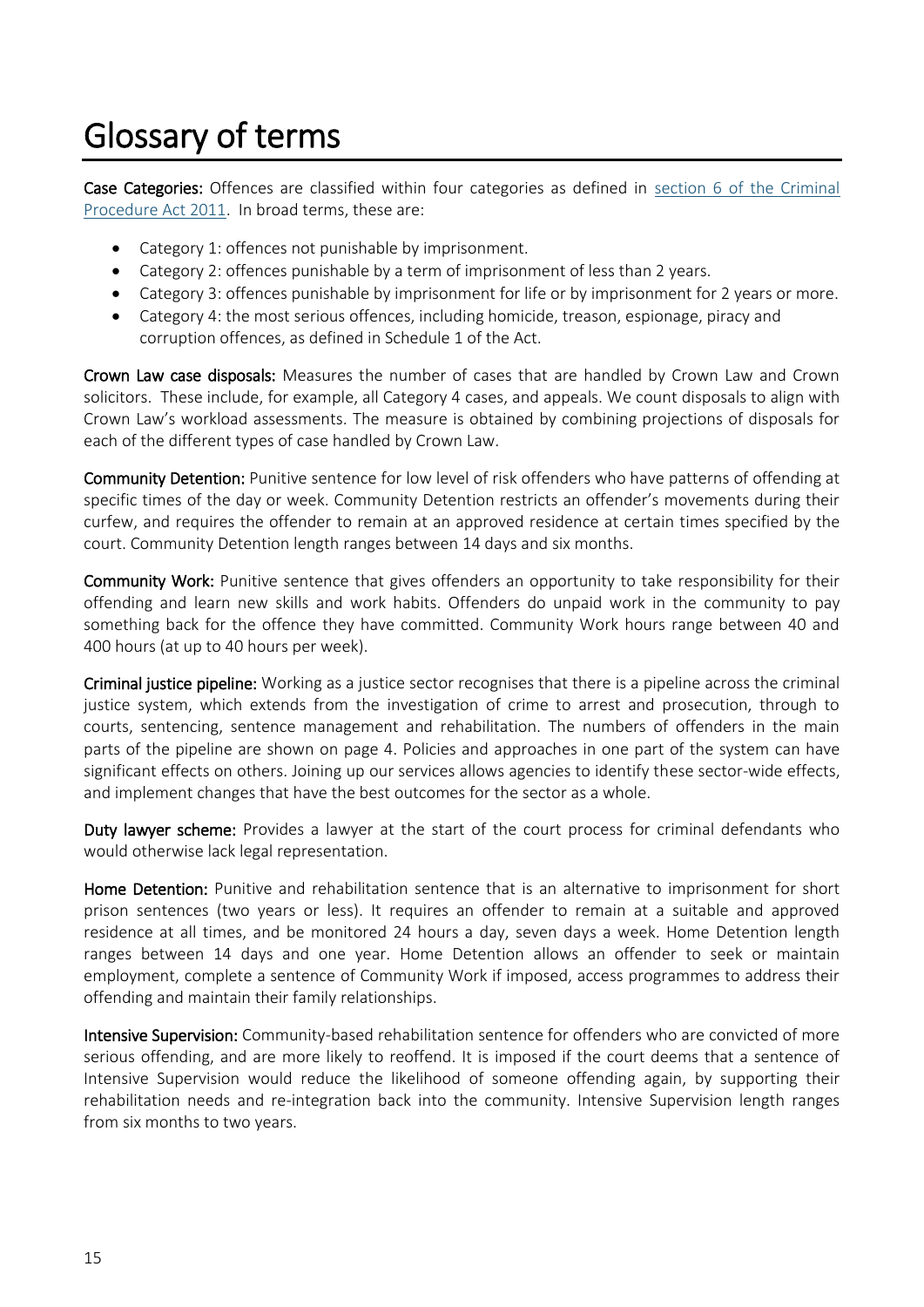# Glossary of terms

**Case Categories:** Offences are classified within four categories as defined in [section 6 of the Criminal Procedure Act 2011](). In broad terms, these are:

- Category 1: offences not punishable by imprisonment.
- Category 2: offences punishable by a term of imprisonment of less than 2 years.
- Category 3: offences punishable by imprisonment for life or by imprisonment for 2 years or more.
- Category 4: the most serious offences, including homicide, treason, espionage, piracy and corruption offences, as defined in Schedule 1 of the Act.

**Crown Law case disposals:** Measures the number of cases that are handled by Crown Law and Crown solicitors. These include, for example, all Category 4 cases, and appeals. We count disposals to align with Crown Law's workload assessments. The measure is obtained by combining projections of disposals for each of the different types of case handled by Crown Law.

**Community Detention:** Punitive sentence for low level of risk offenders who have patterns of offending at specific times of the day or week. Community Detention restricts an offender's movements during their curfew, and requires the offender to remain at an approved residence at certain times specified by the court. Community Detention length ranges between 14 days and six months.

**Community Work:** Punitive sentence that gives offenders an opportunity to take responsibility for their offending and learn new skills and work habits. Offenders do unpaid work in the community to pay something back for the offence they have committed. Community Work hours range between 40 and 400 hours (at up to 40 hours per week).

**Criminal justice pipeline:** Working as a justice sector recognises that there is a pipeline across the criminal justice system, which extends from the investigation of crime to arrest and prosecution, through to courts, sentencing, sentence management and rehabilitation. The numbers of offenders in the main parts of the pipeline are shown on page 4. Policies and approaches in one part of the system can have significant effects on others. Joining up our services allows agencies to identify these sector-wide effects, and implement changes that have the best outcomes for the sector as a whole.

**Duty lawyer scheme:** Provides a lawyer at the start of the court process for criminal defendants who would otherwise lack legal representation.

**Home Detention:** Punitive and rehabilitation sentence that is an alternative to imprisonment for short prison sentences (two years or less). It requires an offender to remain at a suitable and approved residence at all times, and be monitored 24 hours a day, seven days a week. Home Detention length ranges between 14 days and one year. Home Detention allows an offender to seek or maintain employment, complete a sentence of Community Work if imposed, access programmes to address their offending and maintain their family relationships.

**Intensive Supervision:** Community-based rehabilitation sentence for offenders who are convicted of more serious offending, and are more likely to reoffend. It is imposed if the court deems that a sentence of Intensive Supervision would reduce the likelihood of someone offending again, by supporting their rehabilitation needs and re-integration back into the community. Intensive Supervision length ranges from six months to two years.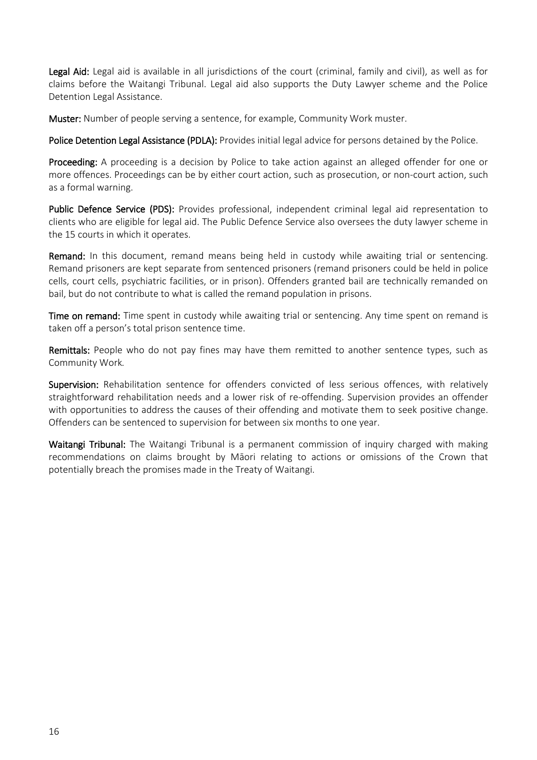**Legal Aid:** Legal aid is available in all jurisdictions of the court (criminal, family and civil), as well as for claims before the Waitangi Tribunal. Legal aid also supports the Duty Lawyer scheme and the Police Detention Legal Assistance.

**Muster:** Number of people serving a sentence, for example, Community Work muster.

**Police Detention Legal Assistance (PDLA):** Provides initial legal advice for persons detained by the Police.

**Proceeding:** A proceeding is a decision by Police to take action against an alleged offender for one or more offences. Proceedings can be by either court action, such as prosecution, or non-court action, such as a formal warning.

**Public Defence Service (PDS):** Provides professional, independent criminal legal aid representation to clients who are eligible for legal aid. The Public Defence Service also oversees the duty lawyer scheme in the 15 courts in which it operates.

**Remand:** In this document, remand means being held in custody while awaiting trial or sentencing. Remand prisoners are kept separate from sentenced prisoners (remand prisoners could be held in police cells, court cells, psychiatric facilities, or in prison). Offenders granted bail are technically remanded on bail, but do not contribute to what is called the remand population in prisons.

**Time on remand:** Time spent in custody while awaiting trial or sentencing. Any time spent on remand is taken off a person's total prison sentence time.

**Remittals:** People who do not pay fines may have them remitted to another sentence types, such as Community Work.

**Supervision:** Rehabilitation sentence for offenders convicted of less serious offences, with relatively straightforward rehabilitation needs and a lower risk of re-offending. Supervision provides an offender with opportunities to address the causes of their offending and motivate them to seek positive change. Offenders can be sentenced to supervision for between six months to one year.

**Waitangi Tribunal:** The Waitangi Tribunal is a permanent commission of inquiry charged with making recommendations on claims brought by Māori relating to actions or omissions of the Crown that potentially breach the promises made in the Treaty of Waitangi.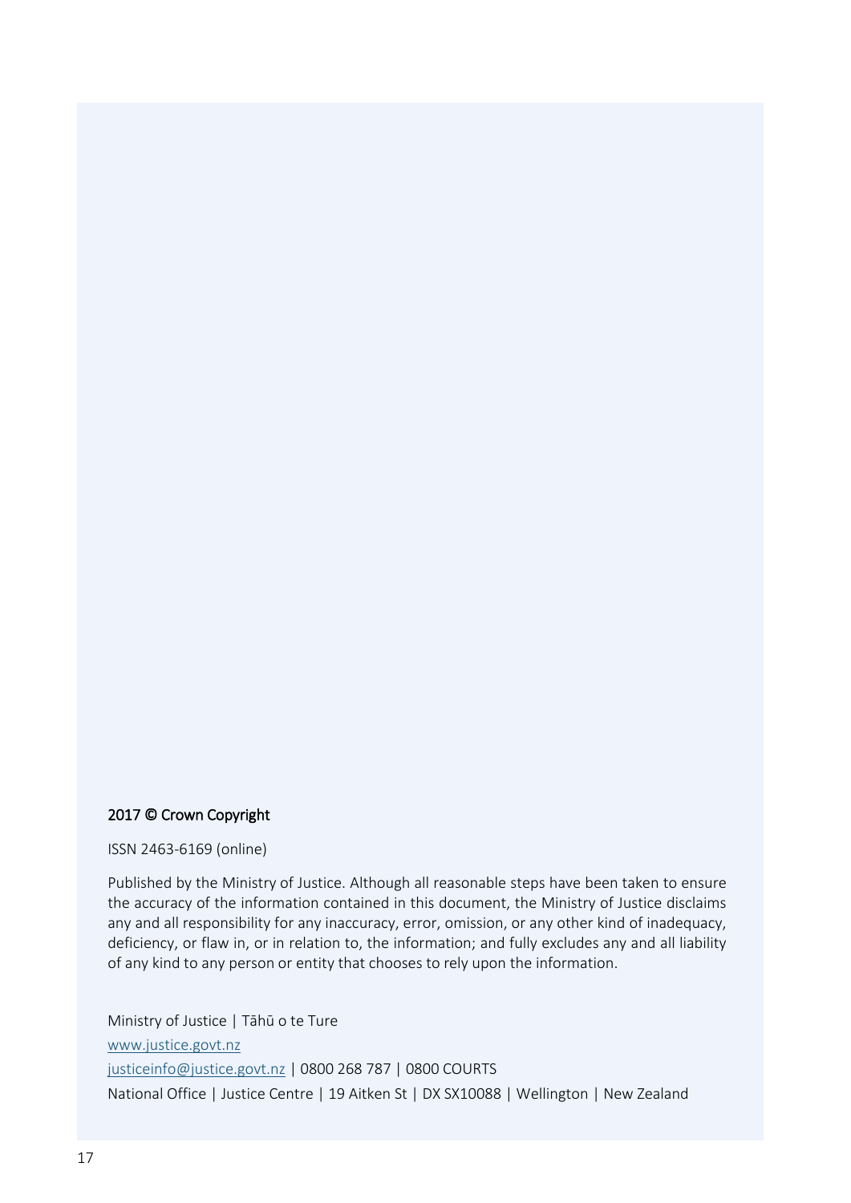**2017 © Crown Copyright**

ISSN 2463-6169 (online)

Published by the Ministry of Justice. Although all reasonable steps have been taken to ensure the accuracy of the information contained in this document, the Ministry of Justice disclaims any and all responsibility for any inaccuracy, error, omission, or any other kind of inadequacy, deficiency, or flaw in, or in relation to, the information; and fully excludes any and all liability of any kind to any person or entity that chooses to rely upon the information.

Ministry of Justice | Tāhū o te Ture

www.justice.govt.nz

justiceinfo@justice.govt.nz | 0800 268 787 | 0800 COURTS

National Office | Justice Centre | 19 Aitken St | DX SX10088 | Wellington | New Zealand